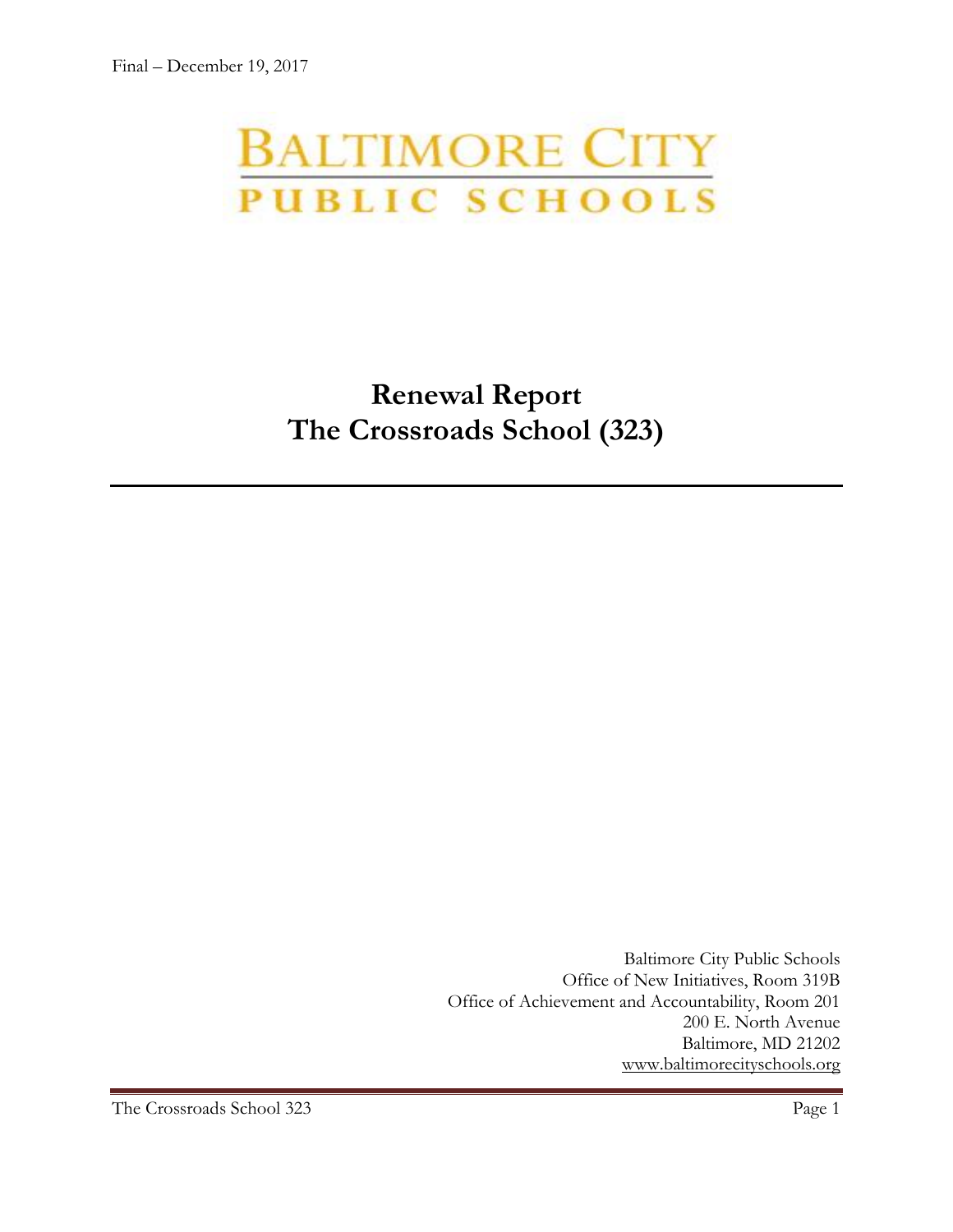Final – December 19, 2017

BALTIMORE CITY
PUBLIC SCHOOLS

# Renewal Report
# The Crossroads School (323)

---

Baltimore City Public Schools
Office of New Initiatives, Room 319B
Office of Achievement and Accountability, Room 201
200 E. North Avenue
Baltimore, MD 21202
www.baltimorecityschools.org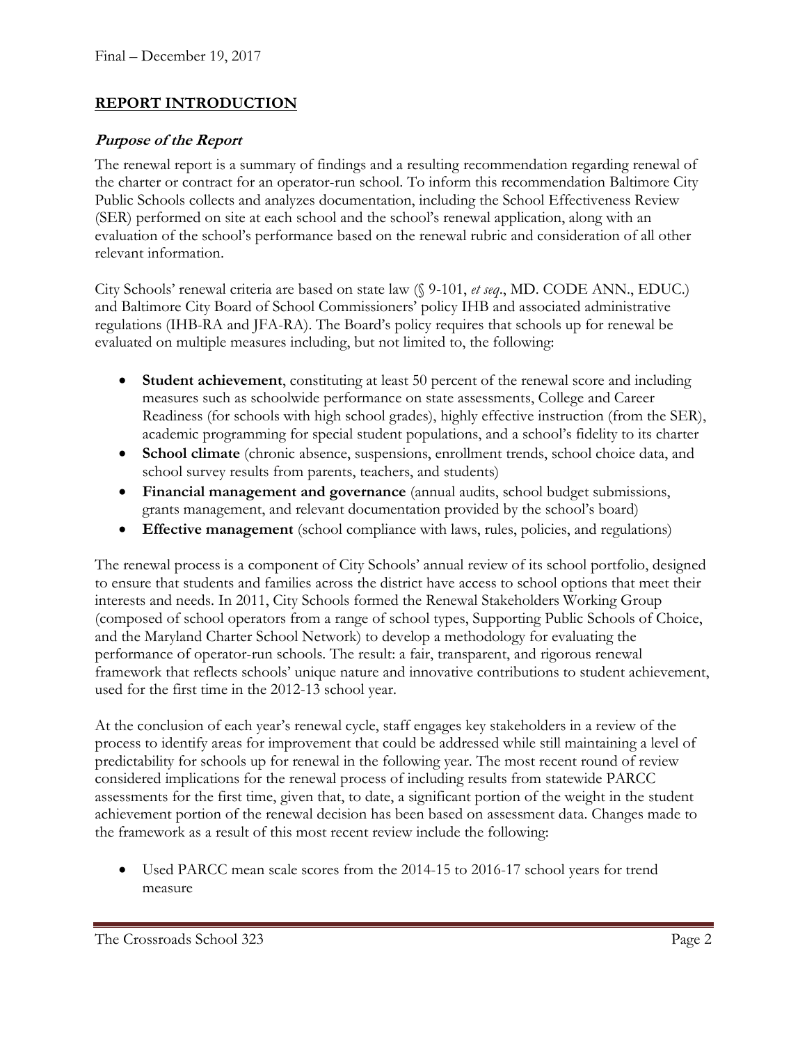## REPORT INTRODUCTION

### *Purpose of the Report*

The renewal report is a summary of findings and a resulting recommendation regarding renewal of the charter or contract for an operator-run school. To inform this recommendation Baltimore City Public Schools collects and analyzes documentation, including the School Effectiveness Review (SER) performed on site at each school and the school's renewal application, along with an evaluation of the school's performance based on the renewal rubric and consideration of all other relevant information.

City Schools' renewal criteria are based on state law (§ 9-101, *et seq*., MD. CODE ANN., EDUC.) and Baltimore City Board of School Commissioners' policy IHB and associated administrative regulations (IHB-RA and JFA-RA). The Board's policy requires that schools up for renewal be evaluated on multiple measures including, but not limited to, the following:

- **Student achievement**, constituting at least 50 percent of the renewal score and including measures such as schoolwide performance on state assessments, College and Career Readiness (for schools with high school grades), highly effective instruction (from the SER), academic programming for special student populations, and a school's fidelity to its charter
- **School climate** (chronic absence, suspensions, enrollment trends, school choice data, and school survey results from parents, teachers, and students)
- **Financial management and governance** (annual audits, school budget submissions, grants management, and relevant documentation provided by the school's board)
- **Effective management** (school compliance with laws, rules, policies, and regulations)

The renewal process is a component of City Schools' annual review of its school portfolio, designed to ensure that students and families across the district have access to school options that meet their interests and needs. In 2011, City Schools formed the Renewal Stakeholders Working Group (composed of school operators from a range of school types, Supporting Public Schools of Choice, and the Maryland Charter School Network) to develop a methodology for evaluating the performance of operator-run schools. The result: a fair, transparent, and rigorous renewal framework that reflects schools' unique nature and innovative contributions to student achievement, used for the first time in the 2012-13 school year.

At the conclusion of each year's renewal cycle, staff engages key stakeholders in a review of the process to identify areas for improvement that could be addressed while still maintaining a level of predictability for schools up for renewal in the following year. The most recent round of review considered implications for the renewal process of including results from statewide PARCC assessments for the first time, given that, to date, a significant portion of the weight in the student achievement portion of the renewal decision has been based on assessment data. Changes made to the framework as a result of this most recent review include the following:

- Used PARCC mean scale scores from the 2014-15 to 2016-17 school years for trend measure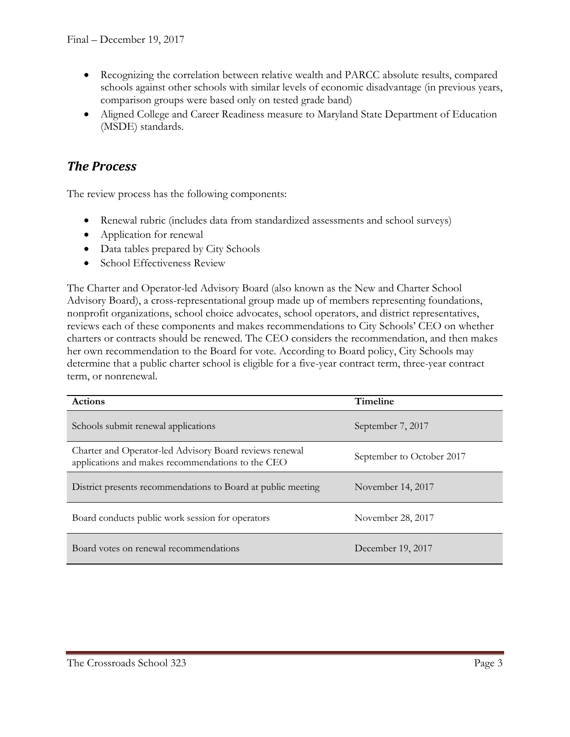- Recognizing the correlation between relative wealth and PARCC absolute results, compared schools against other schools with similar levels of economic disadvantage (in previous years, comparison groups were based only on tested grade band)
- Aligned College and Career Readiness measure to Maryland State Department of Education (MSDE) standards.

## *The Process*

The review process has the following components:

- Renewal rubric (includes data from standardized assessments and school surveys)
- Application for renewal
- Data tables prepared by City Schools
- School Effectiveness Review

The Charter and Operator-led Advisory Board (also known as the New and Charter School Advisory Board), a cross-representational group made up of members representing foundations, nonprofit organizations, school choice advocates, school operators, and district representatives, reviews each of these components and makes recommendations to City Schools' CEO on whether charters or contracts should be renewed. The CEO considers the recommendation, and then makes her own recommendation to the Board for vote. According to Board policy, City Schools may determine that a public charter school is eligible for a five-year contract term, three-year contract term, or nonrenewal.

| Actions | Timeline |
|---|---|
| Schools submit renewal applications | September 7, 2017 |
| Charter and Operator-led Advisory Board reviews renewal applications and makes recommendations to the CEO | September to October 2017 |
| District presents recommendations to Board at public meeting | November 14, 2017 |
| Board conducts public work session for operators | November 28, 2017 |
| Board votes on renewal recommendations | December 19, 2017 |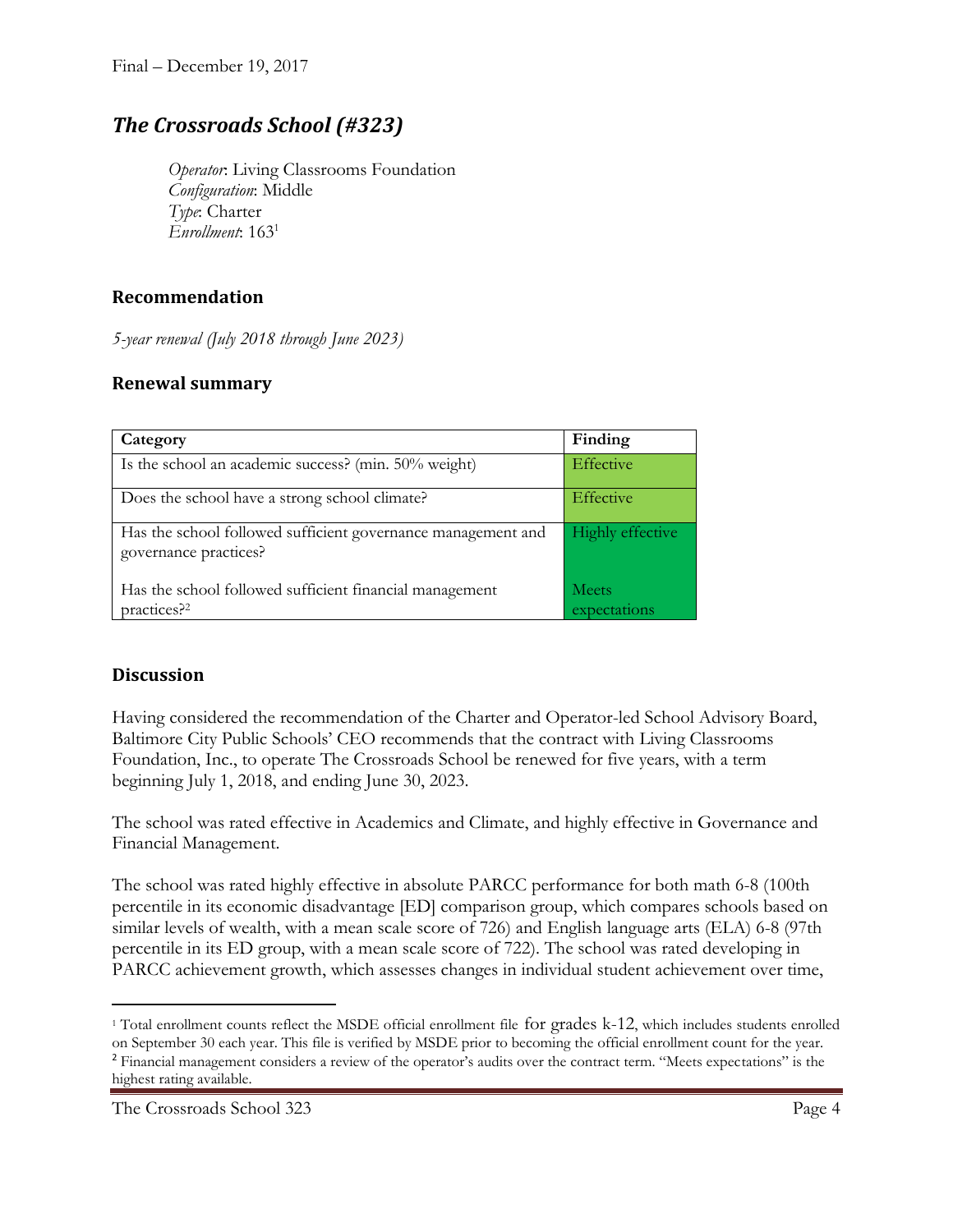Final – December 19, 2017

## *The Crossroads School (#323)*

*Operator*: Living Classrooms Foundation
*Configuration*: Middle
*Type*: Charter
*Enrollment*: 163[1]

### Recommendation

*5-year renewal (July 2018 through June 2023)*

### Renewal summary

| Category | Finding |
|---|---|
| Is the school an academic success? (min. 50% weight) | Effective |
| Does the school have a strong school climate? | Effective |
| Has the school followed sufficient governance management and governance practices? | Highly effective |
| Has the school followed sufficient financial management practices?[2] | Meets expectations |

### Discussion

Having considered the recommendation of the Charter and Operator-led School Advisory Board, Baltimore City Public Schools' CEO recommends that the contract with Living Classrooms Foundation, Inc., to operate The Crossroads School be renewed for five years, with a term beginning July 1, 2018, and ending June 30, 2023.

The school was rated effective in Academics and Climate, and highly effective in Governance and Financial Management.

The school was rated highly effective in absolute PARCC performance for both math 6-8 (100th percentile in its economic disadvantage [ED] comparison group, which compares schools based on similar levels of wealth, with a mean scale score of 726) and English language arts (ELA) 6-8 (97th percentile in its ED group, with a mean scale score of 722). The school was rated developing in PARCC achievement growth, which assesses changes in individual student achievement over time,

---

[1] Total enrollment counts reflect the MSDE official enrollment file for grades k-12, which includes students enrolled on September 30 each year. This file is verified by MSDE prior to becoming the official enrollment count for the year.

[2] Financial management considers a review of the operator's audits over the contract term. "Meets expectations" is the highest rating available.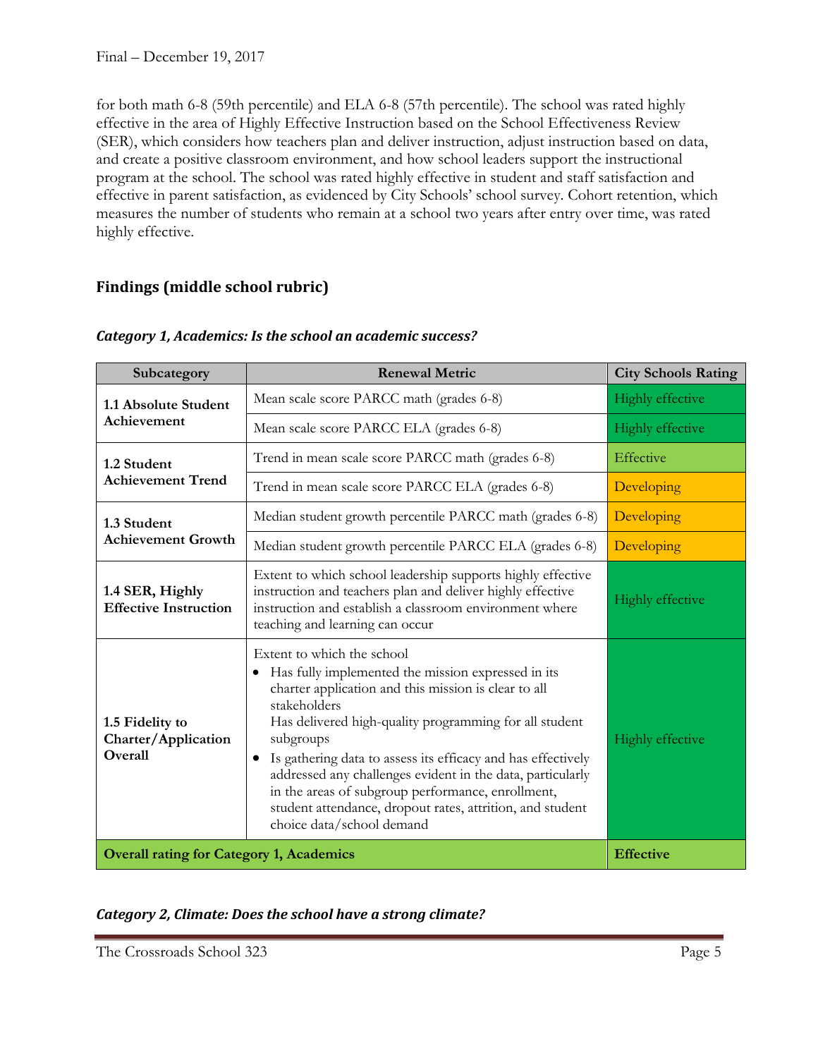for both math 6-8 (59th percentile) and ELA 6-8 (57th percentile). The school was rated highly effective in the area of Highly Effective Instruction based on the School Effectiveness Review (SER), which considers how teachers plan and deliver instruction, adjust instruction based on data, and create a positive classroom environment, and how school leaders support the instructional program at the school. The school was rated highly effective in student and staff satisfaction and effective in parent satisfaction, as evidenced by City Schools' school survey. Cohort retention, which measures the number of students who remain at a school two years after entry over time, was rated highly effective.

## Findings (middle school rubric)

### *Category 1, Academics: Is the school an academic success?*

| Subcategory | Renewal Metric | City Schools Rating |
|---|---|---|
| **1.1 Absolute Student Achievement** | Mean scale score PARCC math (grades 6-8) | Highly effective |
| | Mean scale score PARCC ELA (grades 6-8) | Highly effective |
| **1.2 Student Achievement Trend** | Trend in mean scale score PARCC math (grades 6-8) | Effective |
| | Trend in mean scale score PARCC ELA (grades 6-8) | Developing |
| **1.3 Student Achievement Growth** | Median student growth percentile PARCC math (grades 6-8) | Developing |
| | Median student growth percentile PARCC ELA (grades 6-8) | Developing |
| **1.4 SER, Highly Effective Instruction** | Extent to which school leadership supports highly effective instruction and teachers plan and deliver highly effective instruction and establish a classroom environment where teaching and learning can occur | Highly effective |
| **1.5 Fidelity to Charter/Application Overall** | Extent to which the school<br>• Has fully implemented the mission expressed in its charter application and this mission is clear to all stakeholders<br>Has delivered high-quality programming for all student subgroups<br>• Is gathering data to assess its efficacy and has effectively addressed any challenges evident in the data, particularly in the areas of subgroup performance, enrollment, student attendance, dropout rates, attrition, and student choice data/school demand | Highly effective |
| **Overall rating for Category 1, Academics** | | **Effective** |

### *Category 2, Climate: Does the school have a strong climate?*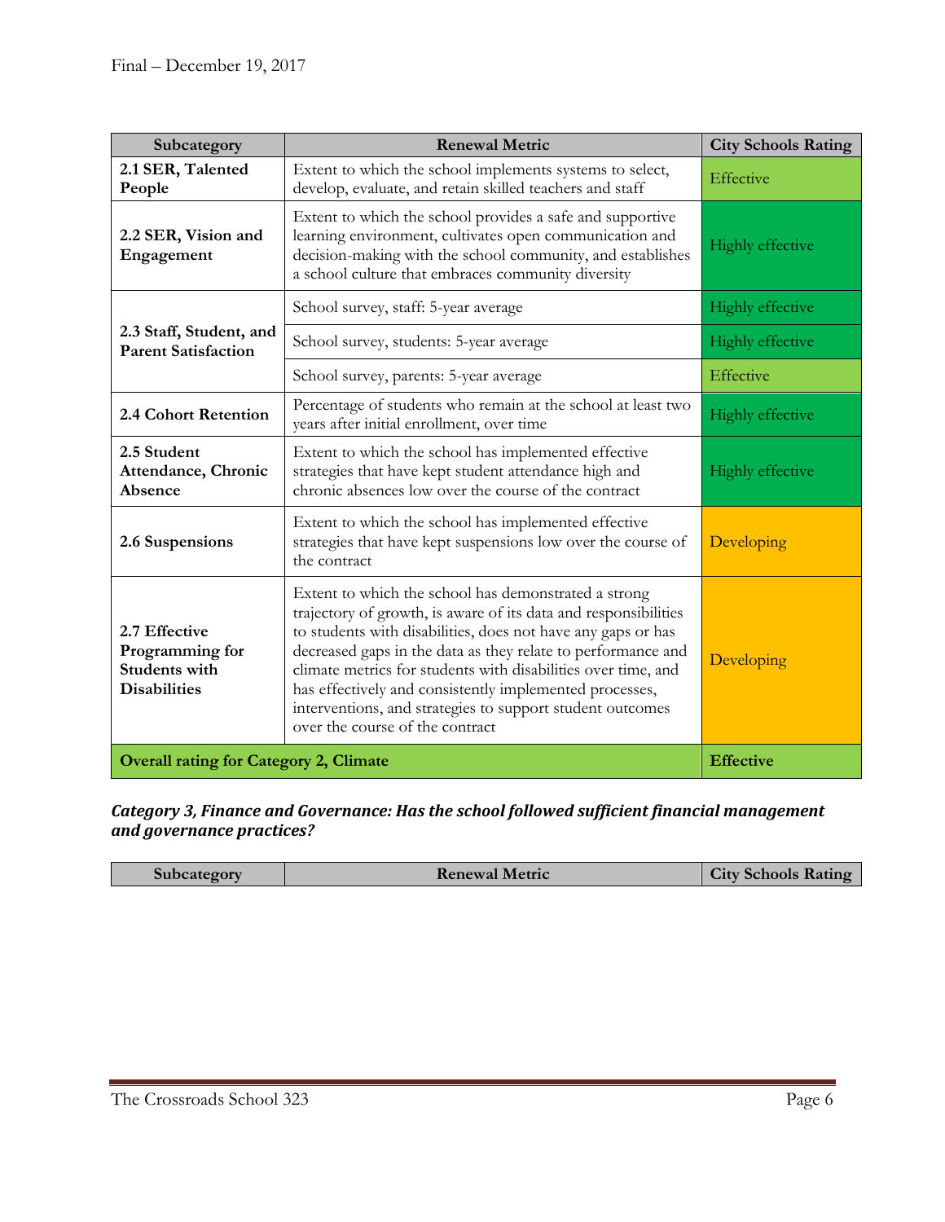| Subcategory | Renewal Metric | City Schools Rating |
|---|---|---|
| **2.1 SER, Talented People** | Extent to which the school implements systems to select, develop, evaluate, and retain skilled teachers and staff | Effective |
| **2.2 SER, Vision and Engagement** | Extent to which the school provides a safe and supportive learning environment, cultivates open communication and decision-making with the school community, and establishes a school culture that embraces community diversity | Highly effective |
| **2.3 Staff, Student, and Parent Satisfaction** | School survey, staff: 5-year average | Highly effective |
| | School survey, students: 5-year average | Highly effective |
| | School survey, parents: 5-year average | Effective |
| **2.4 Cohort Retention** | Percentage of students who remain at the school at least two years after initial enrollment, over time | Highly effective |
| **2.5 Student Attendance, Chronic Absence** | Extent to which the school has implemented effective strategies that have kept student attendance high and chronic absences low over the course of the contract | Highly effective |
| **2.6 Suspensions** | Extent to which the school has implemented effective strategies that have kept suspensions low over the course of the contract | Developing |
| **2.7 Effective Programming for Students with Disabilities** | Extent to which the school has demonstrated a strong trajectory of growth, is aware of its data and responsibilities to students with disabilities, does not have any gaps or has decreased gaps in the data as they relate to performance and climate metrics for students with disabilities over time, and has effectively and consistently implemented processes, interventions, and strategies to support student outcomes over the course of the contract | Developing |
| **Overall rating for Category 2, Climate** | | **Effective** |

***Category 3, Finance and Governance: Has the school followed sufficient financial management and governance practices?***

| Subcategory | Renewal Metric | City Schools Rating |
|---|---|---|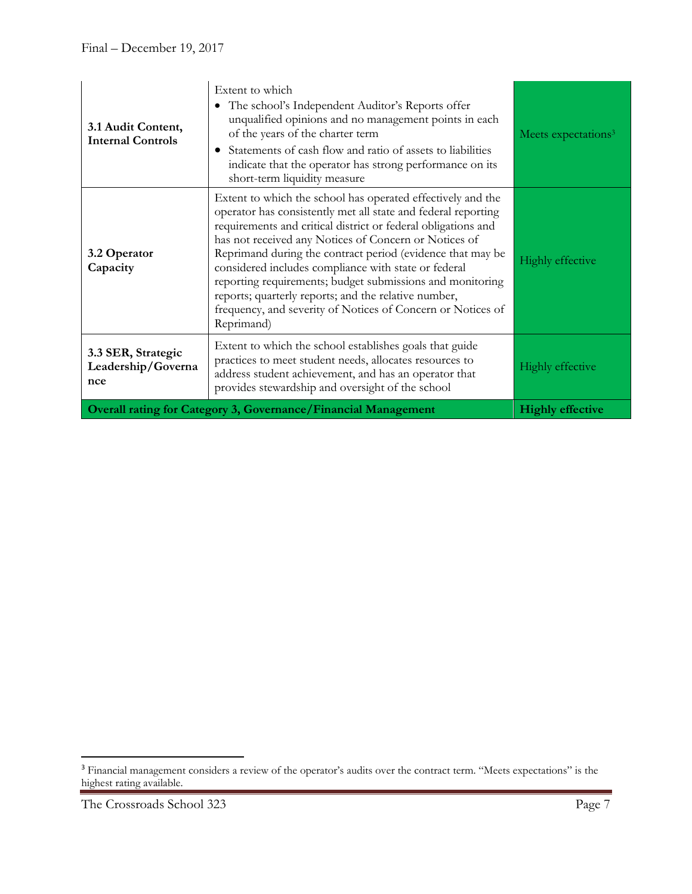| | | |
|---|---|---|
| **3.1 Audit Content, Internal Controls** | Extent to which<br>• The school's Independent Auditor's Reports offer unqualified opinions and no management points in each of the years of the charter term<br>• Statements of cash flow and ratio of assets to liabilities indicate that the operator has strong performance on its short-term liquidity measure | Meets expectations[3] |
| **3.2 Operator Capacity** | Extent to which the school has operated effectively and the operator has consistently met all state and federal reporting requirements and critical district or federal obligations and has not received any Notices of Concern or Notices of Reprimand during the contract period (evidence that may be considered includes compliance with state or federal reporting requirements; budget submissions and monitoring reports; quarterly reports; and the relative number, frequency, and severity of Notices of Concern or Notices of Reprimand) | Highly effective |
| **3.3 SER, Strategic Leadership/Governance** | Extent to which the school establishes goals that guide practices to meet student needs, allocates resources to address student achievement, and has an operator that provides stewardship and oversight of the school | Highly effective |
| **Overall rating for Category 3, Governance/Financial Management** | | **Highly effective** |

[3] Financial management considers a review of the operator's audits over the contract term. "Meets expectations" is the highest rating available.